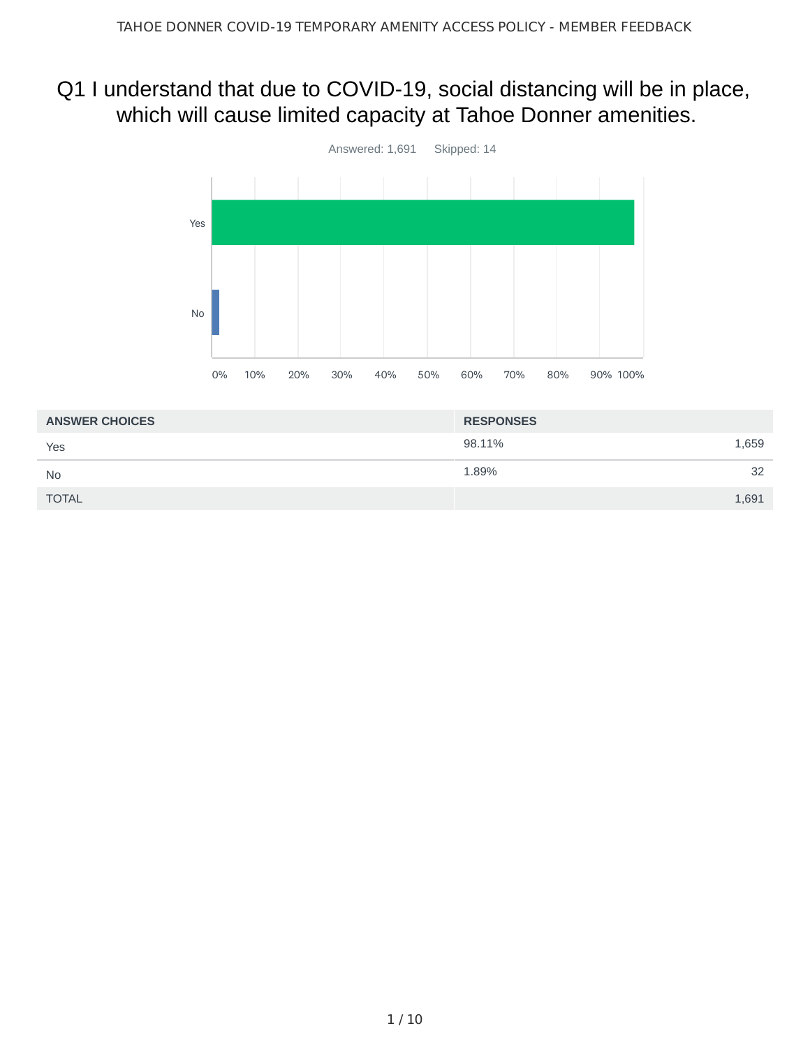# Q1 I understand that due to COVID-19, social distancing will be in place, which will cause limited capacity at Tahoe Donner amenities.

Answered: 1,691 Skipped: 14

| ANSWER CHOICES | RESPONSES | |
|---|---|---|
| Yes | 98.11% | 1,659 |
| No | 1.89% | 32 |
| TOTAL | | 1,691 |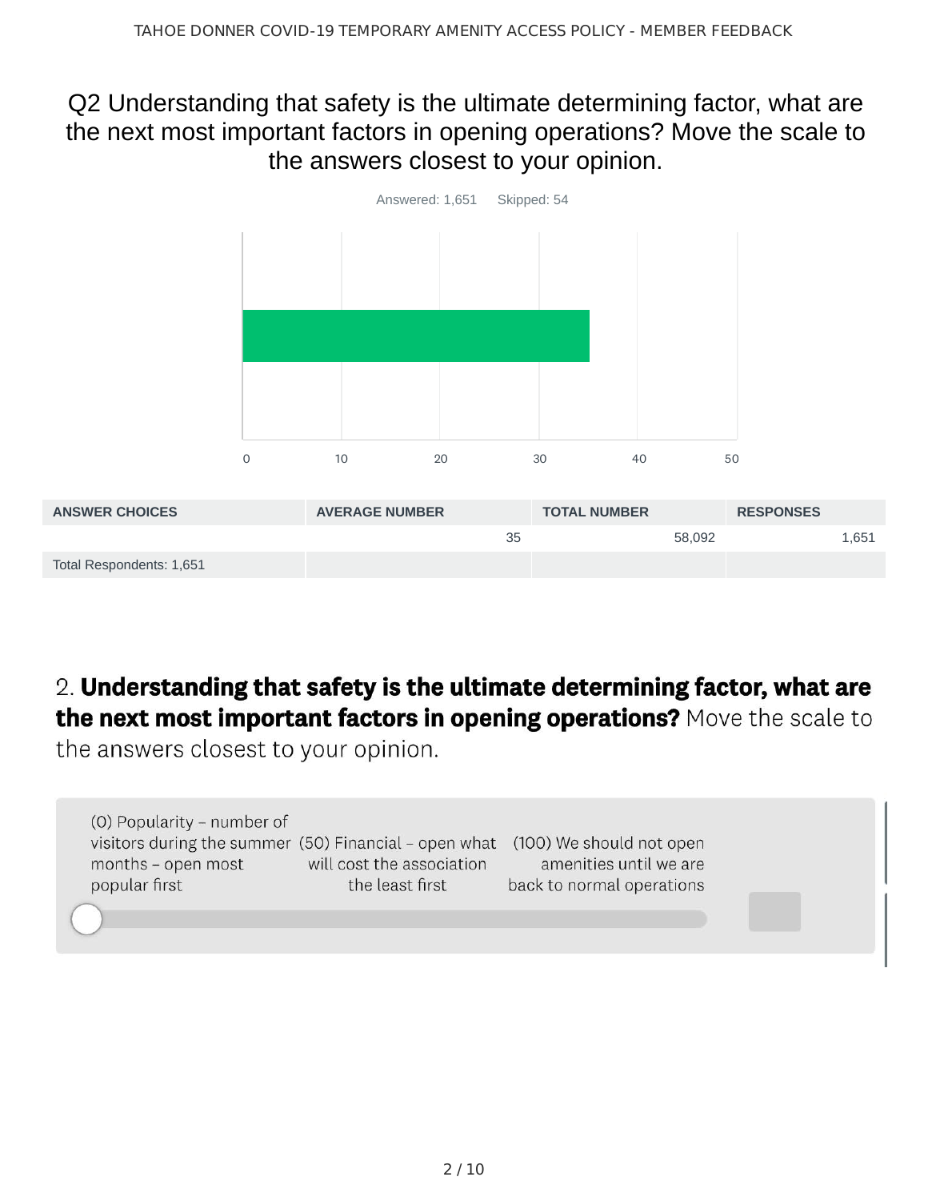## Q2 Understanding that safety is the ultimate determining factor, what are the next most important factors in opening operations? Move the scale to the answers closest to your opinion.

Answered: 1,651 Skipped: 54

| ANSWER CHOICES | AVERAGE NUMBER | TOTAL NUMBER | RESPONSES |
|---|---|---|---|
| | 35 | 58,092 | 1,651 |
| Total Respondents: 1,651 | | | |

2. **Understanding that safety is the ultimate determining factor, what are the next most important factors in opening operations?** Move the scale to the answers closest to your opinion.

(0) Popularity – number of visitors during the summer months – open most popular first

(50) Financial – open what will cost the association the least first

(100) We should not open amenities until we are back to normal operations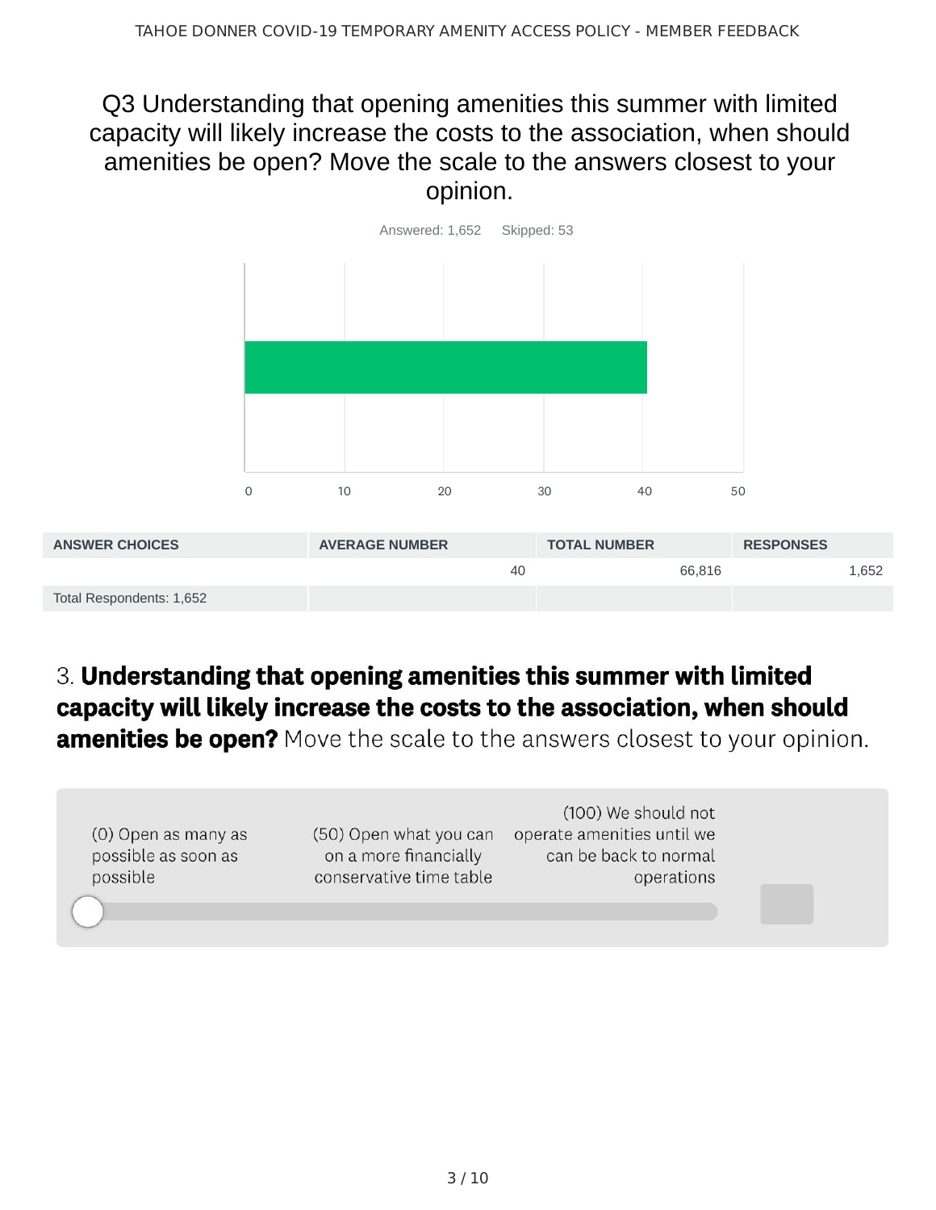## Q3 Understanding that opening amenities this summer with limited capacity will likely increase the costs to the association, when should amenities be open? Move the scale to the answers closest to your opinion.

Answered: 1,652 Skipped: 53

0 10 20 30 40 50

| ANSWER CHOICES | AVERAGE NUMBER | TOTAL NUMBER | RESPONSES |
|---|---|---|---|
| | 40 | 66,816 | 1,652 |
| Total Respondents: 1,652 | | | |

### 3. **Understanding that opening amenities this summer with limited capacity will likely increase the costs to the association, when should amenities be open?** Move the scale to the answers closest to your opinion.

(0) Open as many as possible as soon as possible

(50) Open what you can on a more financially conservative time table

(100) We should not operate amenities until we can be back to normal operations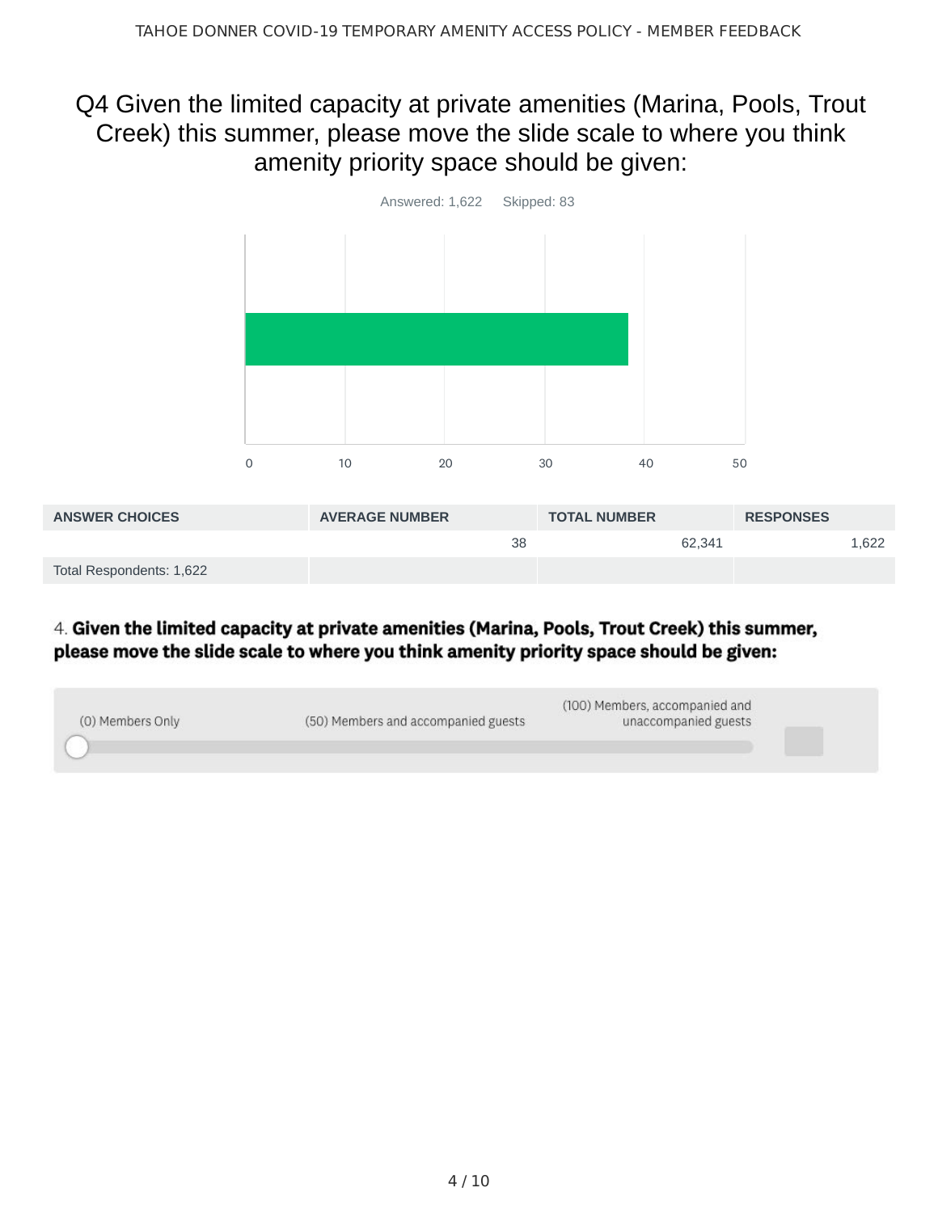# Q4 Given the limited capacity at private amenities (Marina, Pools, Trout Creek) this summer, please move the slide scale to where you think amenity priority space should be given:

Answered: 1,622 Skipped: 83

| ANSWER CHOICES | AVERAGE NUMBER | TOTAL NUMBER | RESPONSES |
|---|---|---|---|
| | 38 | 62,341 | 1,622 |
| Total Respondents: 1,622 | | | |

4. **Given the limited capacity at private amenities (Marina, Pools, Trout Creek) this summer, please move the slide scale to where you think amenity priority space should be given:**

(0) Members Only — (50) Members and accompanied guests — (100) Members, accompanied and unaccompanied guests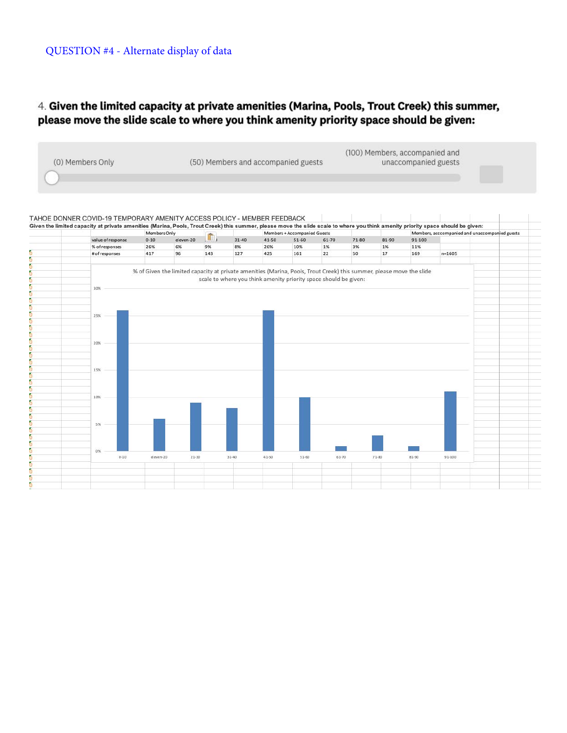QUESTION #4 - Alternate display of data

4. **Given the limited capacity at private amenities (Marina, Pools, Trout Creek) this summer, please move the slide scale to where you think amenity priority space should be given:**

(0) Members Only | (50) Members and accompanied guests | (100) Members, accompanied and unaccompanied guests

TAHOE DONNER COVID-19 TEMPORARY AMENITY ACCESS POLICY - MEMBER FEEDBACK

**Given the limited capacity at private amenities (Marina, Pools, Trout Creek) this summer, please move the slide scale to where you think amenity priority space should be given:**

| | Members Only | | | | Members + Accompanied Guests | | | | | Members, acccompanied and unaccompanied guests | |
|---|---|---|---|---|---|---|---|---|---|---|---|
| value of response | 0-10 | eleven-20 | 21-30 | 31-40 | 41-50 | 51-60 | 61-70 | 71-80 | 81-90 | 91-100 | |
| % of responses | 26% | 6% | 9% | 8% | 26% | 10% | 1% | 3% | 1% | 11% | |
| # of responses | 417 | 96 | 143 | 127 | 425 | 161 | 22 | 50 | 17 | 169 | n=1605 |

% of Given the limited capacity at private amenities (Marina, Pools, Trout Creek) this summer, please move the slide scale to where you think amenity priority space should be given:

| Value of response | % of responses |
|---|---|
| 0-10 | 26% |
| eleven-20 | 6% |
| 21-30 | 9% |
| 31-40 | 8% |
| 41-50 | 26% |
| 51-60 | 10% |
| 61-70 | 1% |
| 71-80 | 3% |
| 81-90 | 1% |
| 91-100 | 11% |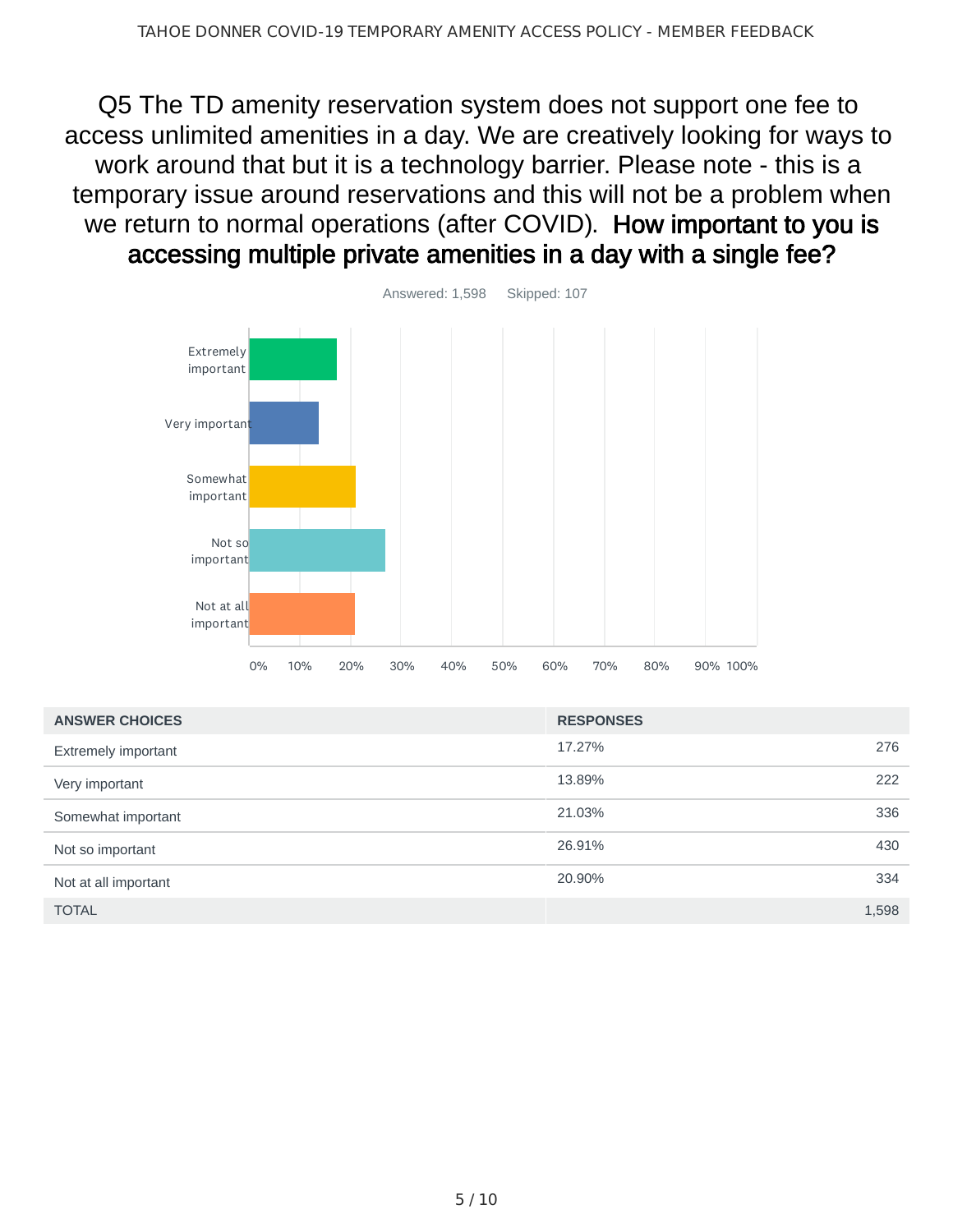# Q5 The TD amenity reservation system does not support one fee to access unlimited amenities in a day. We are creatively looking for ways to work around that but it is a technology barrier. Please note - this is a temporary issue around reservations and this will not be a problem when we return to normal operations (after COVID). **How important to you is accessing multiple private amenities in a day with a single fee?**

Answered: 1,598    Skipped: 107

| ANSWER CHOICES | RESPONSES | |
|---|---|---|
| Extremely important | 17.27% | 276 |
| Very important | 13.89% | 222 |
| Somewhat important | 21.03% | 336 |
| Not so important | 26.91% | 430 |
| Not at all important | 20.90% | 334 |
| TOTAL | | 1,598 |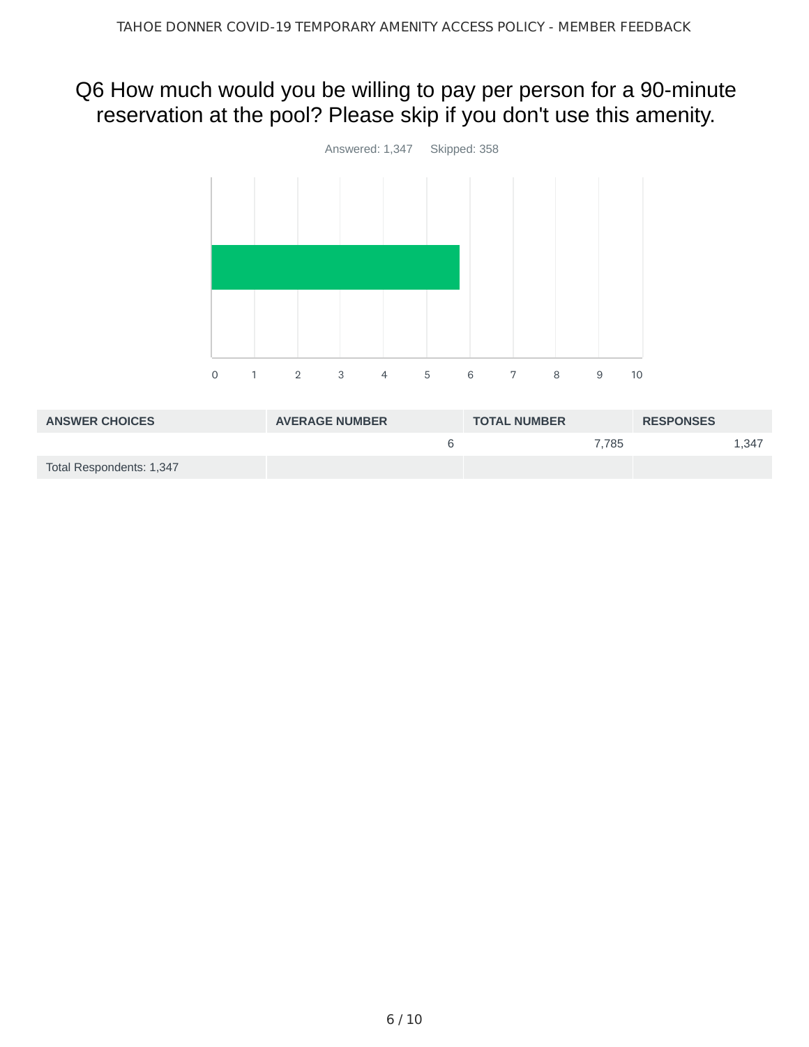## Q6 How much would you be willing to pay per person for a 90-minute reservation at the pool? Please skip if you don't use this amenity.

Answered: 1,347 Skipped: 358

| ANSWER CHOICES | AVERAGE NUMBER | TOTAL NUMBER | RESPONSES |
|---|---|---|---|
| | 6 | 7,785 | 1,347 |
| Total Respondents: 1,347 | | | |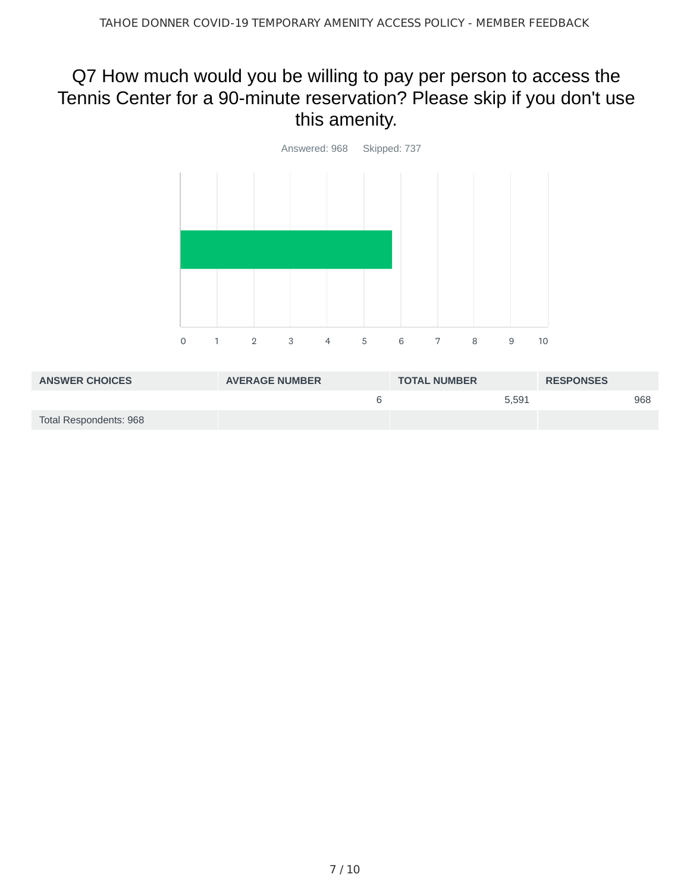# Q7 How much would you be willing to pay per person to access the Tennis Center for a 90-minute reservation? Please skip if you don't use this amenity.

Answered: 968 Skipped: 737

0 1 2 3 4 5 6 7 8 9 10

| ANSWER CHOICES | AVERAGE NUMBER | TOTAL NUMBER | RESPONSES |
| --- | --- | --- | --- |
| | 6 | 5,591 | 968 |
| Total Respondents: 968 | | | |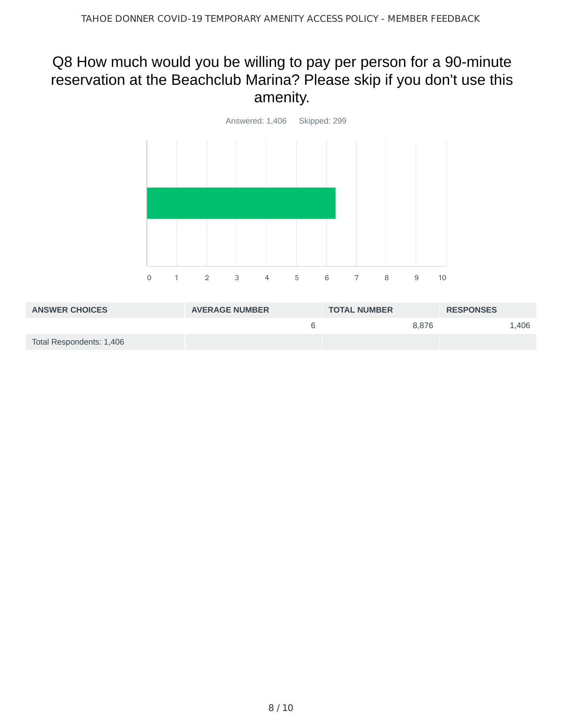## Q8 How much would you be willing to pay per person for a 90-minute reservation at the Beachclub Marina? Please skip if you don't use this amenity.

Answered: 1,406 Skipped: 299

| ANSWER CHOICES | AVERAGE NUMBER | TOTAL NUMBER | RESPONSES |
|---|---|---|---|
| | 6 | 8,876 | 1,406 |
| Total Respondents: 1,406 | | | |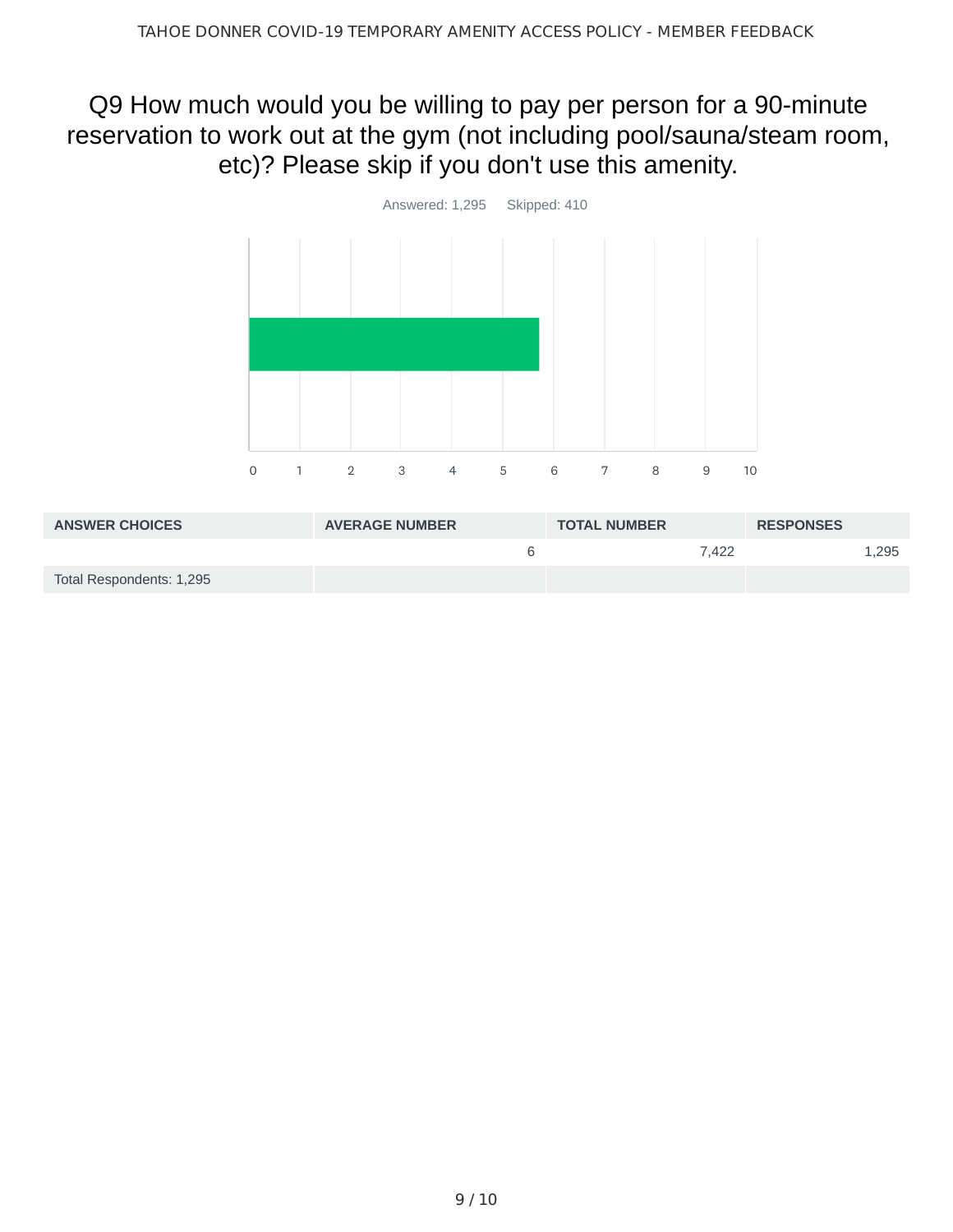## Q9 How much would you be willing to pay per person for a 90-minute reservation to work out at the gym (not including pool/sauna/steam room, etc)? Please skip if you don't use this amenity.

Answered: 1,295    Skipped: 410

| ANSWER CHOICES | AVERAGE NUMBER | TOTAL NUMBER | RESPONSES |
|---|---|---|---|
| | 6 | 7,422 | 1,295 |
| Total Respondents: 1,295 | | | |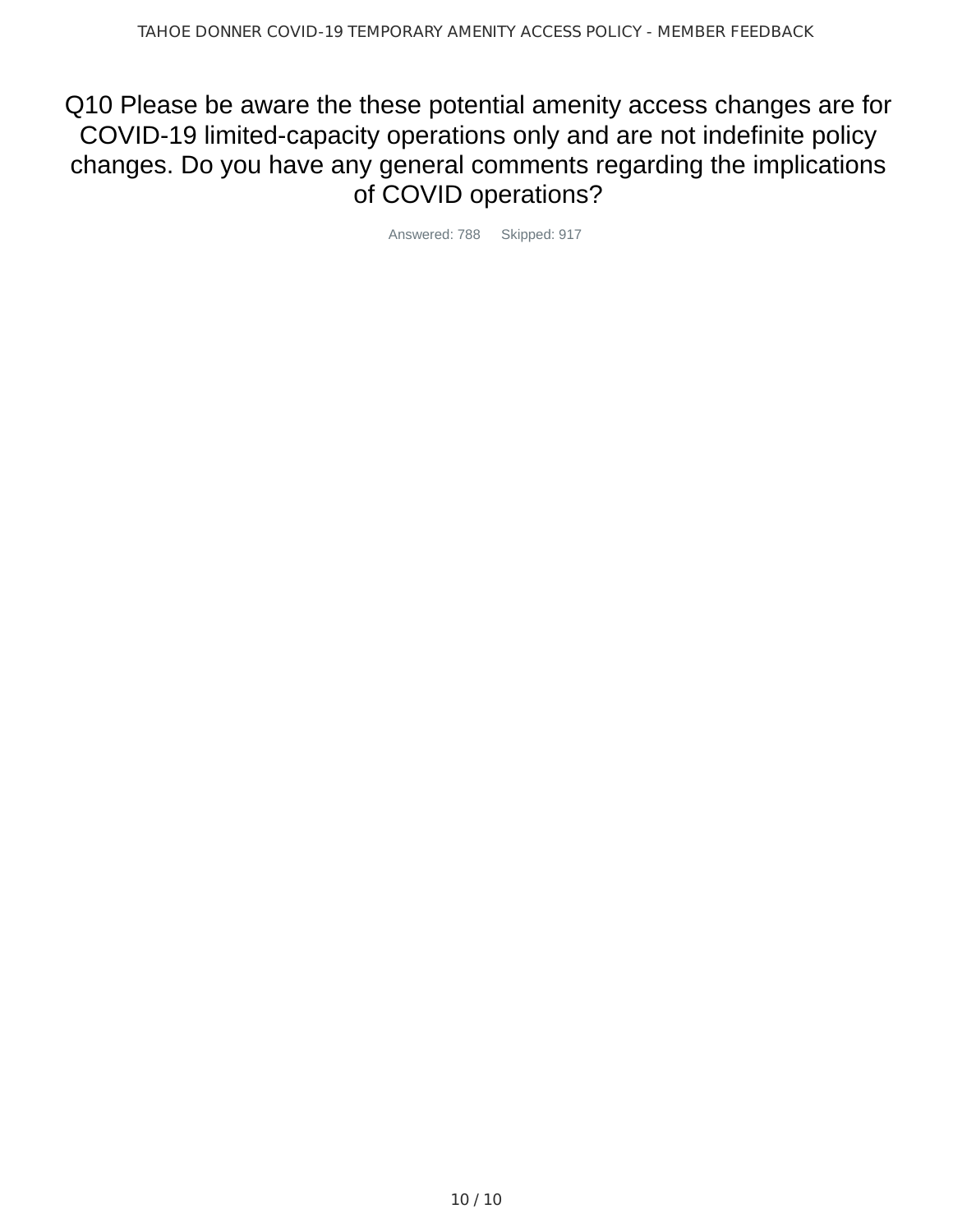## Q10 Please be aware the these potential amenity access changes are for COVID-19 limited-capacity operations only and are not indefinite policy changes. Do you have any general comments regarding the implications of COVID operations?

Answered: 788 Skipped: 917